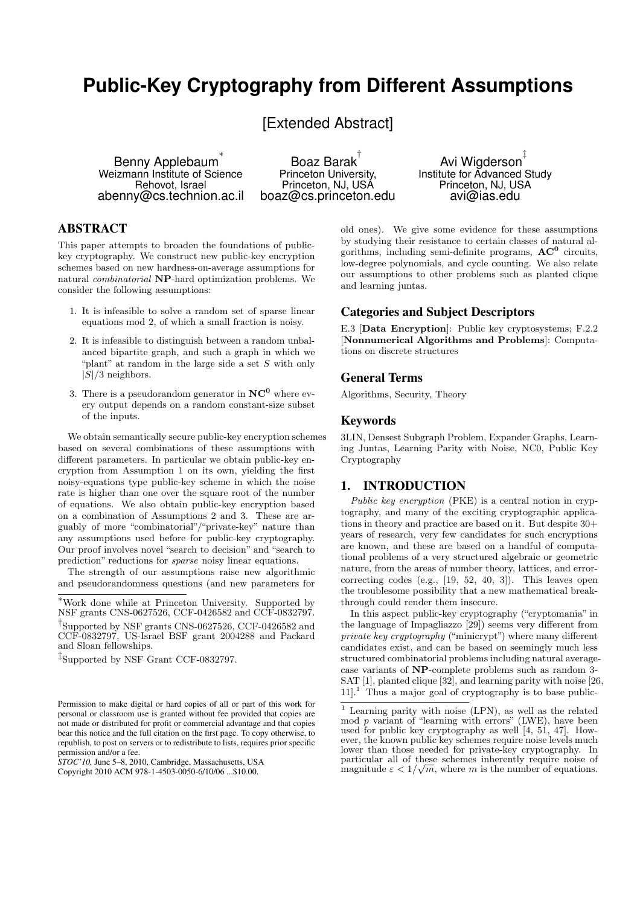# Public-Key Cryptography from Different Assumptions

[Extended Abstract]

Benny Applebaum[*]
Weizmann Institute of Science
Rehovot, Israel
abenny@cs.technion.ac.il

Boaz Barak[†]
Princeton University,
Princeton, NJ, USA
boaz@cs.princeton.edu

Avi Wigderson[‡]
Institute for Advanced Study
Princeton, NJ, USA
avi@ias.edu

## ABSTRACT

This paper attempts to broaden the foundations of public-key cryptography. We construct new public-key encryption schemes based on new hardness-on-average assumptions for natural *combinatorial* **NP**-hard optimization problems. We consider the following assumptions:

1. It is infeasible to solve a random set of sparse linear equations mod 2, of which a small fraction is noisy.
2. It is infeasible to distinguish between a random unbalanced bipartite graph, and such a graph in which we "plant" at random in the large side a set $S$ with only $|S|/3$ neighbors.
3. There is a pseudorandom generator in $\mathbf{NC^0}$ where every output depends on a random constant-size subset of the inputs.

We obtain semantically secure public-key encryption schemes based on several combinations of these assumptions with different parameters. In particular we obtain public-key encryption from Assumption 1 on its own, yielding the first noisy-equations type public-key scheme in which the noise rate is higher than one over the square root of the number of equations. We also obtain public-key encryption based on a combination of Assumptions 2 and 3. These are arguably of more "combinatorial"/"private-key" nature than any assumptions used before for public-key cryptography. Our proof involves novel "search to decision" and "search to prediction" reductions for *sparse* noisy linear equations.

The strength of our assumptions raise new algorithmic and pseudorandomness questions (and new parameters for old ones). We give some evidence for these assumptions by studying their resistance to certain classes of natural algorithms, including semi-definite programs, $\mathbf{AC^0}$ circuits, low-degree polynomials, and cycle counting. We also relate our assumptions to other problems such as planted clique and learning juntas.

### Categories and Subject Descriptors

E.3 [**Data Encryption**]: Public key cryptosystems; F.2.2 [**Nonnumerical Algorithms and Problems**]: Computations on discrete structures

### General Terms

Algorithms, Security, Theory

### Keywords

3LIN, Densest Subgraph Problem, Expander Graphs, Learning Juntas, Learning Parity with Noise, NC0, Public Key Cryptography

## 1. INTRODUCTION

*Public key encryption* (PKE) is a central notion in cryptography, and many of the exciting cryptographic applications in theory and practice are based on it. But despite 30+ years of research, very few candidates for such encryptions are known, and these are based on a handful of computational problems of a very structured algebraic or geometric nature, from the areas of number theory, lattices, and error-correcting codes (e.g., [19, 52, 40, 3]). This leaves open the troublesome possibility that a new mathematical breakthrough could render them insecure.

In this aspect public-key cryptography ("cryptomania" in the language of Impagliazzo [29]) seems very different from *private key cryptography* ("minicrypt") where many different candidates exist, and can be based on seemingly much less structured combinatorial problems including natural average-case variants of **NP**-complete problems such as random 3-SAT [1], planted clique [32], and learning parity with noise [26, 11].[1] Thus a major goal of cryptography is to base public-

---

[*] Work done while at Princeton University. Supported by NSF grants CNS-0627526, CCF-0426582 and CCF-0832797.

[†] Supported by NSF grants CNS-0627526, CCF-0426582 and CCF-0832797, US-Israel BSF grant 2004288 and Packard and Sloan fellowships.

[‡] Supported by NSF Grant CCF-0832797.

Permission to make digital or hard copies of all or part of this work for personal or classroom use is granted without fee provided that copies are not made or distributed for profit or commercial advantage and that copies bear this notice and the full citation on the first page. To copy otherwise, to republish, to post on servers or to redistribute to lists, requires prior specific permission and/or a fee.
*STOC'10,* June 5–8, 2010, Cambridge, Massachusetts, USA
Copyright 2010 ACM 978-1-4503-0050-6/10/06 ...$10.00.

[1] Learning parity with noise (LPN), as well as the related mod $p$ variant of "learning with errors" (LWE), have been used for public key cryptography as well [4, 51, 47]. However, the known public key schemes require noise levels much lower than those needed for private-key cryptography. In particular all of these schemes inherently require noise of magnitude $\varepsilon < 1/\sqrt{m}$, where $m$ is the number of equations.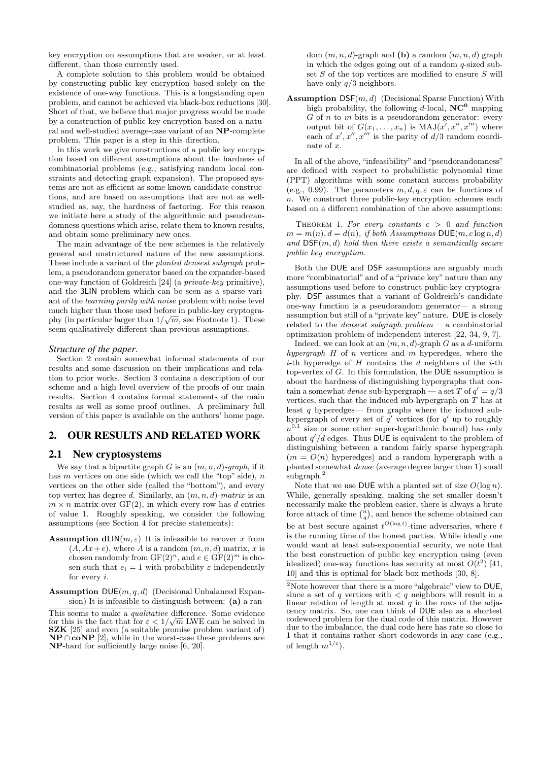key encryption on assumptions that are weaker, or at least different, than those currently used.

A complete solution to this problem would be obtained by constructing public key encryption based solely on the existence of one-way functions. This is a longstanding open problem, and cannot be achieved via black-box reductions [30]. Short of that, we believe that major progress would be made by a construction of public key encryption based on a natural and well-studied average-case variant of an **NP**-complete problem. This paper is a step in this direction.

In this work we give constructions of a public key encryption based on different assumptions about the hardness of combinatorial problems (e.g., satisfying random local constraints and detecting graph expansion). The proposed systems are not as efficient as some known candidate constructions, and are based on assumptions that are not as well-studied as, say, the hardness of factoring. For this reason we initiate here a study of the algorithmic and pseudorandomness questions which arise, relate them to known results, and obtain some preliminary new ones.

The main advantage of the new schemes is the relatively general and unstructured nature of the new assumptions. These include a variant of the *planted densest subgraph* problem, a pseudorandom generator based on the expander-based one-way function of Goldreich [24] (a *private-key* primitive), and the 3LIN problem which can be seen as a sparse variant of the *learning parity with noise* problem with noise level much higher than those used before in public-key cryptography (in particular larger than $1/\sqrt{m}$, see Footnote 1). These seem qualitatively different than previous assumptions.

### *Structure of the paper.*

Section 2 contain somewhat informal statements of our results and some discussion on their implications and relation to prior works. Section 3 contains a description of our scheme and a high level overview of the proofs of our main results. Section 4 contains formal statements of the main results as well as some proof outlines. A preliminary full version of this paper is available on the authors' home page.

## 2. OUR RESULTS AND RELATED WORK

### 2.1 New cryptosystems

We say that a bipartite graph $G$ is an $(m, n, d)$-*graph*, if it has $m$ vertices on one side (which we call the "top" side), $n$ vertices on the other side (called the "bottom"), and every top vertex has degree $d$. Similarly, an $(m, n, d)$-*matrix* is an $m \times n$ matrix over GF(2), in which every row has $d$ entries of value 1. Roughly speaking, we consider the following assumptions (see Section 4 for precise statements):

**Assumption d**LIN$(m, \varepsilon)$ It is infeasible to recover $x$ from $(A, Ax+e)$, where $A$ is a random $(m, n, d)$ matrix, $x$ is chosen randomly from $\mathrm{GF}(2)^n$, and $e \in \mathrm{GF}(2)^m$ is chosen such that $e_i = 1$ with probability $\varepsilon$ independently for every $i$.

**Assumption** DUE$(m, q, d)$ (Decisional Unbalanced Expansion) It is infeasible to distinguish between: **(a)** a random $(m, n, d)$-graph and **(b)** a random $(m, n, d)$ graph in which the edges going out of a random $q$-sized subset $S$ of the top vertices are modified to ensure $S$ will have only $q/3$ neighbors.

**Assumption** DSF$(m, d)$ (Decisional Sparse Function) With high probability, the following $d$-local, $\mathbf{NC^0}$ mapping $G$ of $n$ to $m$ bits is a pseudorandom generator: every output bit of $G(x_1, \ldots, x_n)$ is $\mathrm{MAJ}(x', x'', x''')$ where each of $x', x'', x'''$ is the parity of $d/3$ random coordinate of $x$.

In all of the above, "infeasibility" and "pseudorandomness" are defined with respect to probabilistic polynomial time (PPT) algorithms with some constant success probability (e.g., 0.99). The parameters $m, d, q, \varepsilon$ can be functions of $n$. We construct three public-key encryption schemes each based on a different combination of the above assumptions:

Theorem 1. *For every constants $c > 0$ and function $m = m(n), d = d(n)$, if both Assumptions* DUE$(m, c \log n, d)$ *and* DSF$(m, d)$ *hold then there exists a semantically secure public key encryption.*

Both the DUE and DSF assumptions are arguably much more "combinatorial" and of a "private key" nature than any assumptions used before to construct public-key cryptography. DSF assumes that a variant of Goldreich's candidate one-way function is a pseudorandom generator— a strong assumption but still of a "private key" nature. DUE is closely related to the *densest subgraph problem*— a combinatorial optimization problem of independent interest [22, 34, 9, 7].

Indeed, we can look at an $(m, n, d)$-graph $G$ as a $d$-uniform *hypergraph* $H$ of $n$ vertices and $m$ hyperedges, where the $i$-th hyperedge of $H$ contains the $d$ neighbors of the $i$-th top-vertex of $G$. In this formulation, the DUE assumption is about the hardness of distinguishing hypergraphs that contain a somewhat *dense* sub-hypergraph — a set $T$ of $q' = q/3$ vertices, such that the induced sub-hypergraph on $T$ has at least $q$ hyperedges— from graphs where the induced sub-hypergraph of every set of $q'$ vertices (for $q'$ up to roughly $n^{0.1}$ size or some other super-logarithmic bound) has only about $q'/d$ edges. Thus DUE is equivalent to the problem of distinguishing between a random fairly sparse hypergraph ($m = O(n)$ hyperedges) and a random hypergraph with a planted somewhat *dense* (average degree larger than 1) small subgraph.[2]

Note that we use DUE with a planted set of size $O(\log n)$. While, generally speaking, making the set smaller doesn't necessarily make the problem easier, there is always a brute force attack of time $\binom{n}{q}$, and hence the scheme obtained can be at best secure against $t^{O(\log t)}$-time adversaries, where $t$ is the running time of the honest parties. While ideally one would want at least sub-exponential security, we note that the best construction of public key encryption using (even idealized) one-way functions has security at most $O(t^2)$ [41, 10] and this is optimal for black-box methods [30, 8].

This seems to make a *qualitative* difference. Some evidence for this is the fact that for $\varepsilon < 1/\sqrt{m}$ LWE can be solved in **SZK** [25] and even (a suitable promise problem variant of) $\mathbf{NP} \cap \mathbf{coNP}$ [2], while in the worst-case these problems are **NP**-hard for sufficiently large noise [6, 20].

[2]Note however that there is a more "algebraic" view to DUE, since a set of $q$ vertices with $< q$ neighbors will result in a linear relation of length at most $q$ in the rows of the adjacency matrix. So, one can think of DUE also as a shortest codeword problem for the dual code of this matrix. However due to the imbalance, the dual code here has rate so close to 1 that it contains rather short codewords in any case (e.g., of length $m^{1/c}$).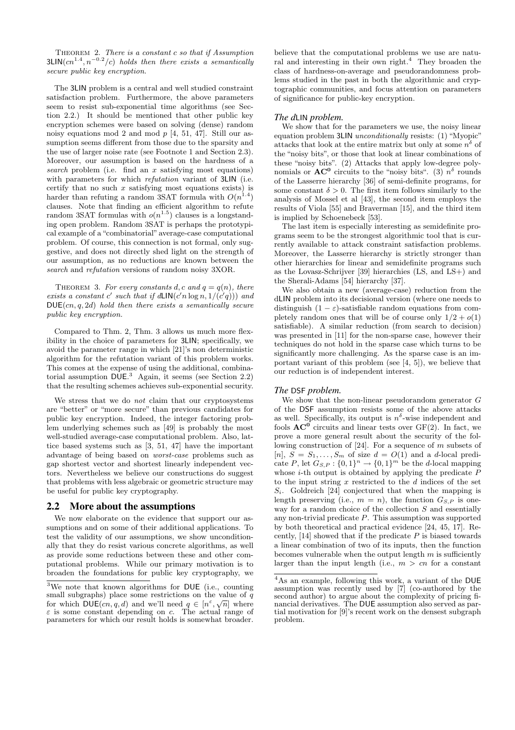THEOREM 2. *There is a constant $c$ so that if Assumption* $\mathsf{3LIN}(cn^{1.4}, n^{-0.2}/c)$ *holds then there exists a semantically secure public key encryption.*

The 3LIN problem is a central and well studied constraint satisfaction problem. Furthermore, the above parameters seem to resist sub-exponential time algorithms (see Section 2.2.) It should be mentioned that other public key encryption schemes were based on solving (dense) random noisy equations mod 2 and mod $p$ [4, 51, 47]. Still our assumption seems different from those due to the sparsity and the use of larger noise rate (see Footnote 1 and Section 2.3). Moreover, our assumption is based on the hardness of a *search* problem (i.e. find an $x$ satisfying most equations) with parameters for which *refutation* variant of 3LIN (i.e. certify that no such $x$ satisfying most equations exists) is harder than refuting a random 3SAT formula with $O(n^{1.4})$ clauses. Note that finding an efficient algorithm to refute random 3SAT formulas with $o(n^{1.5})$ clauses is a longstanding open problem. Random 3SAT is perhaps the prototypical example of a "combinatorial" average-case computational problem. Of course, this connection is not formal, only suggestive, and does not directly shed light on the strength of our assumption, as no reductions are known between the *search* and *refutation* versions of random noisy 3XOR.

THEOREM 3. *For every constants $d, c$ and $q = q(n)$, there exists a constant $c'$ such that if* $d\mathsf{LIN}(c'n\log n, 1/(c'q))$ *and* $\mathsf{DUE}(cn, q, 2d)$ *hold then there exists a semantically secure public key encryption.*

Compared to Thm. 2, Thm. 3 allows us much more flexibility in the choice of parameters for 3LIN; specifically, we avoid the parameter range in which [21]'s non deterministic algorithm for the refutation variant of this problem works. This comes at the expense of using the additional, combinatorial assumption DUE.[3] Again, it seems (see Section 2.2) that the resulting schemes achieves sub-exponential security.

We stress that we do *not* claim that our cryptosystems are "better" or "more secure" than previous candidates for public key encryption. Indeed, the integer factoring problem underlying schemes such as [49] is probably the most well-studied average-case computational problem. Also, lattice based systems such as [3, 51, 47] have the important advantage of being based on *worst-case* problems such as gap shortest vector and shortest linearly independent vectors. Nevertheless we believe our constructions do suggest that problems with less algebraic or geometric structure may be useful for public key cryptography.

## 2.2 More about the assumptions

We now elaborate on the evidence that support our assumptions and on some of their additional applications. To test the validity of our assumptions, we show unconditionally that they do resist various concrete algorithms, as well as provide some reductions between these and other computational problems. While our primary motivation is to broaden the foundations for public key cryptography, we believe that the computational problems we use are natural and interesting in their own right.[4] They broaden the class of hardness-on-average and pseudorandomness problems studied in the past in both the algorithmic and cryptographic communities, and focus attention on parameters of significance for public-key encryption.

### *The d*LIN *problem.*

We show that for the parameters we use, the noisy linear equation problem 3LIN *unconditionally* resists: (1) "Myopic" attacks that look at the entire matrix but only at some $n^{\delta}$ of the "noisy bits", or those that look at linear combinations of these "noisy bits". (2) Attacks that apply low-degree polynomials or $\mathbf{AC^0}$ circuits to the "noisy bits". (3) $n^{\delta}$ rounds of the Lasserre hierarchy [36] of semi-definite programs, for some constant $\delta > 0$. The first item follows similarly to the analysis of Mossel et al [43], the second item employs the results of Viola [55] and Braverman [15], and the third item is implied by Schoenebeck [53].

The last item is especially interesting as semidefinite programs seem to be the strongest algorithmic tool that is currently available to attack constraint satisfaction problems. Moreover, the Lasserre hierarchy is strictly stronger than other hierarchies for linear and semidefinite programs such as the Lovasz-Schrijver [39] hierarchies (LS, and LS+) and the Sherali-Adams [54] hierarchy [37].

We also obtain a new (average-case) reduction from the dLIN problem into its decisional version (where one needs to distinguish $(1-\varepsilon)$-satisfiable random equations from completely random ones that will be of course only $1/2 + o(1)$ satisfiable). A similar reduction (from search to decision) was presented in [11] for the non-sparse case, however their techniques do not hold in the sparse case which turns to be significantly more challenging. As the sparse case is an important variant of this problem (see [4, 5]), we believe that our reduction is of independent interest.

### *The* DSF *problem.*

We show that the non-linear pseudorandom generator $G$ of the DSF assumption resists some of the above attacks as well. Specifically, its output is $n^{\delta}$-wise independent and fools $\mathbf{AC^0}$ circuits and linear tests over GF(2). In fact, we prove a more general result about the security of the following construction of [24]. For a sequence of $m$ subsets of $[n]$, $S = S_1, \ldots, S_m$ of size $d = O(1)$ and a $d$-local predicate $P$, let $G_{S,P} : \{0,1\}^n \to \{0,1\}^m$ be the $d$-local mapping whose $i$-th output is obtained by applying the predicate $P$ to the input string $x$ restricted to the $d$ indices of the set $S_i$. Goldreich [24] conjectured that when the mapping is length preserving (i.e., $m = n$), the function $G_{S,P}$ is one-way for a random choice of the collection $S$ and essentially any non-trivial predicate $P$. This assumption was supported by both theoretical and practical evidence [24, 45, 17]. Recently, [14] showed that if the predicate $P$ is biased towards a linear combination of two of its inputs, then the function becomes vulnerable when the output length $m$ is sufficiently larger than the input length (i.e., $m > cn$ for a constant

---

[3] We note that known algorithms for DUE (i.e., counting small subgraphs) place some restrictions on the value of $q$ for which $\mathsf{DUE}(cn, q, d)$ and we'll need $q \in [n^{\varepsilon}, \sqrt{n}]$ where $\varepsilon$ is some constant depending on $c$. The actual range of parameters for which our result holds is somewhat broader.

[4] As an example, following this work, a variant of the DUE assumption was recently used by [7] (co-authored by the second author) to argue about the complexity of pricing financial derivatives. The DUE assumption also served as partial motivation for [9]'s recent work on the densest subgraph problem.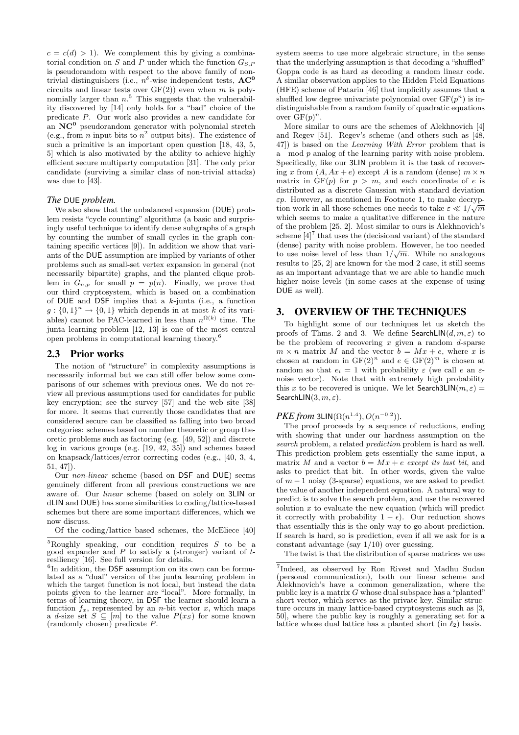$c = c(d) > 1$). We complement this by giving a combinatorial condition on $S$ and $P$ under which the function $G_{S,P}$ is pseudorandom with respect to the above family of non-trivial distinguishers (i.e., $n^{\delta}$-wise independent tests, $\mathbf{AC^0}$ circuits and linear tests over GF(2)) even when $m$ is polynomially larger than $n$.[5] This suggests that the vulnerability discovered by [14] only holds for a "bad" choice of the predicate $P$. Our work also provides a new candidate for an $\mathbf{NC^0}$ pseudorandom generator with polynomial stretch (e.g., from $n$ input bits to $n^2$ output bits). The existence of such a primitive is an important open question [18, 43, 5, 5] which is also motivated by the ability to achieve highly efficient secure multiparty computation [31]. The only prior candidate (surviving a similar class of non-trivial attacks) was due to [43].

*The* DUE *problem.*

We also show that the unbalanced expansion (DUE) problem resists "cycle counting" algorithms (a basic and surprisingly useful technique to identify dense subgraphs of a graph by counting the number of small cycles in the graph containing specific vertices [9]). In addition we show that variants of the DUE assumption are implied by variants of other problems such as small-set vertex expansion in general (not necessarily bipartite) graphs, and the planted clique problem in $G_{n,p}$ for small $p = p(n)$. Finally, we prove that our third cryptosystem, which is based on a combination of DUE and DSF implies that a $k$-junta (i.e., a function $g : \{0,1\}^n \to \{0,1\}$ which depends in at most $k$ of its variables) cannot be PAC-learned in less than $n^{\Omega(k)}$ time. The junta learning problem [12, 13] is one of the most central open problems in computational learning theory.[6]

## 2.3 Prior works

The notion of "structure" in complexity assumptions is necessarily informal but we can still offer below some comparisons of our schemes with previous ones. We do not review all previous assumptions used for candidates for public key encryption; see the survey [57] and the web site [38] for more. It seems that currently those candidates that are considered secure can be classified as falling into two broad categories: schemes based on number theoretic or group theoretic problems such as factoring (e.g. [49, 52]) and discrete log in various groups (e.g. [19, 42, 35]) and schemes based on knapsack/lattices/error correcting codes (e.g., [40, 3, 4, 51, 47]).

Our *non-linear* scheme (based on DSF and DUE) seems genuinely different from all previous constructions we are aware of. Our *linear* scheme (based on solely on 3LIN or dLIN and DUE) has some similarities to coding/lattice-based schemes but there are some important differences, which we now discuss.

Of the coding/lattice based schemes, the McEliece [40] system seems to use more algebraic structure, in the sense that the underlying assumption is that decoding a "shuffled" Goppa code is as hard as decoding a random linear code. A similar observation applies to the Hidden Field Equations (HFE) scheme of Patarin [46] that implicitly assumes that a shuffled low degree univariate polynomial over $\mathrm{GF}(p^n)$ is indistinguishable from a random family of quadratic equations over $\mathrm{GF}(p)^n$.

More similar to ours are the schemes of Alekhnovich [4] and Regev [51]. Regev's scheme (and others such as [48, 47]) is based on the *Learning With Error* problem that is a mod $p$ analog of the learning parity with noise problem. Specifically, like our 3LIN problem it is the task of recovering $x$ from $(A, Ax + e)$ except $A$ is a random (dense) $m \times n$ matrix in $\mathrm{GF}(p)$ for $p > m$, and each coordinate of $e$ is distributed as a discrete Gaussian with standard deviation $\varepsilon p$. However, as mentioned in Footnote 1, to make decryption work in all those schemes one needs to take $\varepsilon \ll 1/\sqrt{m}$ which seems to make a qualitative difference in the nature of the problem [25, 2]. Most similar to ours is Alekhnovich's scheme [4][7] that uses the (decisional variant) of the standard (dense) parity with noise problem. However, he too needed to use noise level of less than $1/\sqrt{m}$. While no analogous results to [25, 2] are known for the mod 2 case, it still seems as an important advantage that we are able to handle much higher noise levels (in some cases at the expense of using DUE as well).

# 3. OVERVIEW OF THE TECHNIQUES

To highlight some of our techniques let us sketch the proofs of Thms. 2 and 3. We define $\mathsf{SearchLIN}(d, m, \varepsilon)$ to be the problem of recovering $x$ given a random $d$-sparse $m \times n$ matrix $M$ and the vector $b = Mx + e$, where $x$ is chosen at random in $\mathrm{GF}(2)^n$ and $e \in \mathrm{GF}(2)^m$ is chosen at random so that $e_i = 1$ with probability $\varepsilon$ (we call $e$ an $\varepsilon$-noise vector). Note that with extremely high probability this $x$ to be recovered is unique. We let $\mathsf{Search3LIN}(m, \varepsilon) = \mathsf{SearchLIN}(3, m, \varepsilon)$.

*PKE from* $\mathsf{3LIN}(\Omega(n^{1.4}), O(n^{-0.2}))$.

The proof proceeds by a sequence of reductions, ending with showing that under our hardness assumption on the *search* problem, a related *prediction* problem is hard as well. This prediction problem gets essentially the same input, a matrix $M$ and a vector $b = Mx + e$ *except its last bit*, and asks to predict that bit. In other words, given the value of $m - 1$ noisy (3-sparse) equations, we are asked to predict the value of another independent equation. A natural way to predict is to solve the search problem, and use the recovered solution $x$ to evaluate the new equation (which will predict it correctly with probability $1 - \epsilon$). Our reduction shows that essentially this is the only way to go about prediction. If search is hard, so is prediction, even if all we ask for is a constant advantage (say 1/10) over guessing.

The twist is that the distribution of sparse matrices we use

[5] Roughly speaking, our condition requires $S$ to be a good expander and $P$ to satisfy a (stronger) variant of $t$-resiliency [16]. See full version for details.

[6] In addition, the DSF assumption on its own can be formulated as a "dual" version of the junta learning problem in which the target function is not local, but instead the data points given to the learner are "local". More formally, in terms of learning theory, in DSF the learner should learn a function $f_x$, represented by an $n$-bit vector $x$, which maps a $d$-size set $S \subseteq [m]$ to the value $P(x_S)$ for some known (randomly chosen) predicate $P$.

[7] Indeed, as observed by Ron Rivest and Madhu Sudan (personal communication), both our linear scheme and Alekhnovich's have a common generalization, where the public key is a matrix $G$ whose dual subspace has a "planted" short vector, which serves as the private key. Similar structure occurs in many lattice-based cryptosystems such as [3, 50], where the public key is roughly a generating set for a lattice whose dual lattice has a planted short (in $\ell_2$) basis.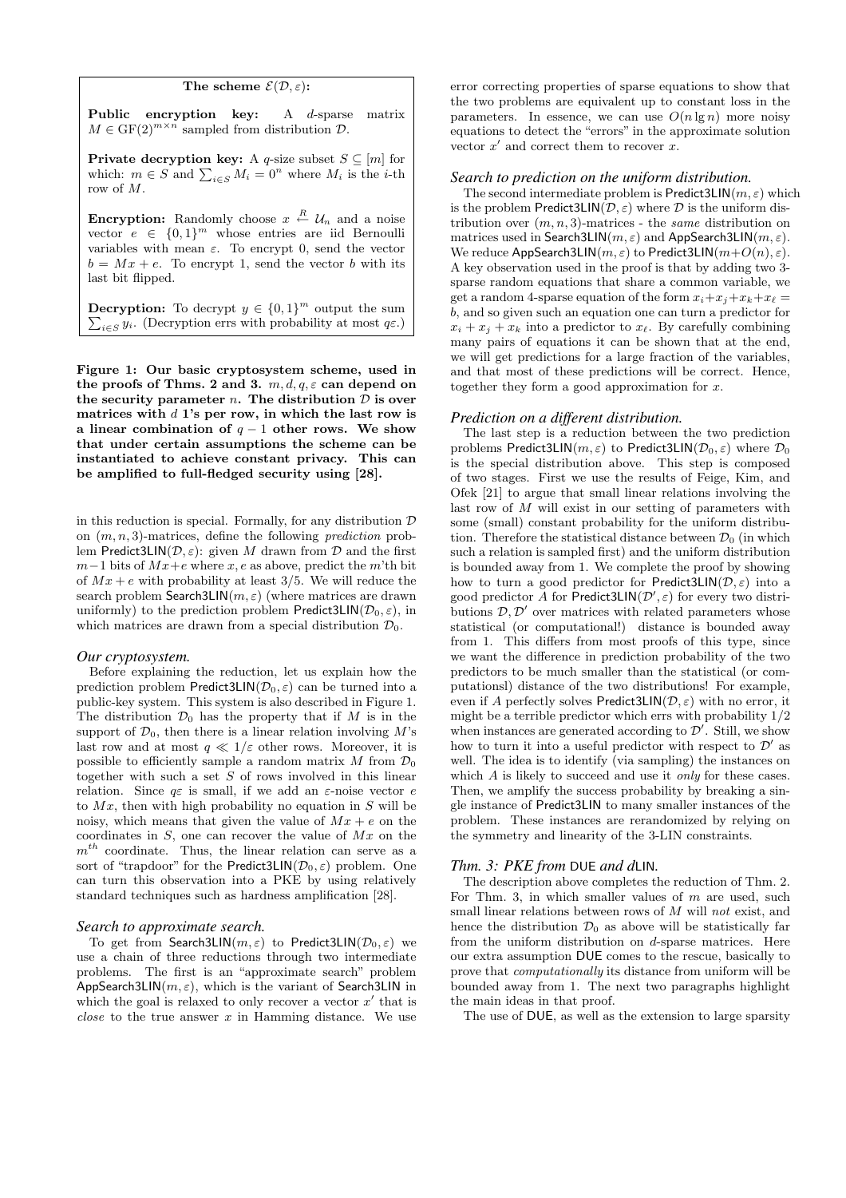**The scheme $\mathcal{E}(\mathcal{D}, \varepsilon)$:**

**Public encryption key:** A $d$-sparse matrix $M \in \mathrm{GF}(2)^{m \times n}$ sampled from distribution $\mathcal{D}$.

**Private decryption key:** A $q$-size subset $S \subseteq [m]$ for which: $m \in S$ and $\sum_{i \in S} M_i = 0^n$ where $M_i$ is the $i$-th row of $M$.

**Encryption:** Randomly choose $x \overset{R}{\leftarrow} \mathcal{U}_n$ and a noise vector $e \in \{0,1\}^m$ whose entries are iid Bernoulli variables with mean $\varepsilon$. To encrypt 0, send the vector $b = Mx + e$. To encrypt 1, send the vector $b$ with its last bit flipped.

**Decryption:** To decrypt $y \in \{0,1\}^m$ output the sum $\sum_{i \in S} y_i$. (Decryption errs with probability at most $q\varepsilon$.)

**Figure 1: Our basic cryptosystem scheme, used in the proofs of Thms. 2 and 3. $m, d, q, \varepsilon$ can depend on the security parameter $n$. The distribution $\mathcal{D}$ is over matrices with $d$ 1's per row, in which the last row is a linear combination of $q - 1$ other rows. We show that under certain assumptions the scheme can be instantiated to achieve constant privacy. This can be amplified to full-fledged security using [28].**

in this reduction is special. Formally, for any distribution $\mathcal{D}$ on $(m, n, 3)$-matrices, define the following *prediction* problem $\mathsf{Predict3LIN}(\mathcal{D}, \varepsilon)$: given $M$ drawn from $\mathcal{D}$ and the first $m-1$ bits of $Mx+e$ where $x, e$ as above, predict the $m$'th bit of $Mx + e$ with probability at least $3/5$. We will reduce the search problem $\mathsf{Search3LIN}(m, \varepsilon)$ (where matrices are drawn uniformly) to the prediction problem $\mathsf{Predict3LIN}(\mathcal{D}_0, \varepsilon)$, in which matrices are drawn from a special distribution $\mathcal{D}_0$.

### *Our cryptosystem.*

Before explaining the reduction, let us explain how the prediction problem $\mathsf{Predict3LIN}(\mathcal{D}_0, \varepsilon)$ can be turned into a public-key system. This system is also described in Figure 1. The distribution $\mathcal{D}_0$ has the property that if $M$ is in the support of $\mathcal{D}_0$, then there is a linear relation involving $M$'s last row and at most $q \ll 1/\varepsilon$ other rows. Moreover, it is possible to efficiently sample a random matrix $M$ from $\mathcal{D}_0$ together with such a set $S$ of rows involved in this linear relation. Since $q\varepsilon$ is small, if we add an $\varepsilon$-noise vector $e$ to $Mx$, then with high probability no equation in $S$ will be noisy, which means that given the value of $Mx + e$ on the coordinates in $S$, one can recover the value of $Mx$ on the $m^{th}$ coordinate. Thus, the linear relation can serve as a sort of "trapdoor" for the $\mathsf{Predict3LIN}(\mathcal{D}_0, \varepsilon)$ problem. One can turn this observation into a PKE by using relatively standard techniques such as hardness amplification [28].

### *Search to approximate search.*

To get from $\mathsf{Search3LIN}(m, \varepsilon)$ to $\mathsf{Predict3LIN}(\mathcal{D}_0, \varepsilon)$ we use a chain of three reductions through two intermediate problems. The first is an "approximate search" problem $\mathsf{AppSearch3LIN}(m, \varepsilon)$, which is the variant of $\mathsf{Search3LIN}$ in which the goal is relaxed to only recover a vector $x'$ that is *close* to the true answer $x$ in Hamming distance. We use error correcting properties of sparse equations to show that the two problems are equivalent up to constant loss in the parameters. In essence, we can use $O(n \lg n)$ more noisy equations to detect the "errors" in the approximate solution vector $x'$ and correct them to recover $x$.

### *Search to prediction on the uniform distribution.*

The second intermediate problem is $\mathsf{Predict3LIN}(m, \varepsilon)$ which is the problem $\mathsf{Predict3LIN}(\mathcal{D}, \varepsilon)$ where $\mathcal{D}$ is the uniform distribution over $(m, n, 3)$-matrices - the *same* distribution on matrices used in $\mathsf{Search3LIN}(m, \varepsilon)$ and $\mathsf{AppSearch3LIN}(m, \varepsilon)$. We reduce $\mathsf{AppSearch3LIN}(m, \varepsilon)$ to $\mathsf{Predict3LIN}(m+O(n), \varepsilon)$. A key observation used in the proof is that by adding two 3-sparse random equations that share a common variable, we get a random 4-sparse equation of the form $x_i+x_j+x_k+x_\ell = b$, and so given such an equation one can turn a predictor for $x_i + x_j + x_k$ into a predictor to $x_\ell$. By carefully combining many pairs of equations it can be shown that at the end, we will get predictions for a large fraction of the variables, and that most of these predictions will be correct. Hence, together they form a good approximation for $x$.

### *Prediction on a different distribution.*

The last step is a reduction between the two prediction problems $\mathsf{Predict3LIN}(m, \varepsilon)$ to $\mathsf{Predict3LIN}(\mathcal{D}_0, \varepsilon)$ where $\mathcal{D}_0$ is the special distribution above. This step is composed of two stages. First we use the results of Feige, Kim, and Ofek [21] to argue that small linear relations involving the last row of $M$ will exist in our setting of parameters with some (small) constant probability for the uniform distribution. Therefore the statistical distance between $\mathcal{D}_0$ (in which such a relation is sampled first) and the uniform distribution is bounded away from 1. We complete the proof by showing how to turn a good predictor for $\mathsf{Predict3LIN}(\mathcal{D}, \varepsilon)$ into a good predictor $A$ for $\mathsf{Predict3LIN}(\mathcal{D}', \varepsilon)$ for every two distributions $\mathcal{D}, \mathcal{D}'$ over matrices with related parameters whose statistical (or computational!) distance is bounded away from 1. This differs from most proofs of this type, since we want the difference in prediction probability of the two predictors to be much smaller than the statistical (or computational) distance of the two distributions! For example, even if $A$ perfectly solves $\mathsf{Predict3LIN}(\mathcal{D}, \varepsilon)$ with no error, it might be a terrible predictor which errs with probability $1/2$ when instances are generated according to $\mathcal{D}'$. Still, we show how to turn it into a useful predictor with respect to $\mathcal{D}'$ as well. The idea is to identify (via sampling) the instances on which $A$ is likely to succeed and use it *only* for these cases. Then, we amplify the success probability by breaking a single instance of $\mathsf{Predict3LIN}$ to many smaller instances of the problem. These instances are rerandomized by relying on the symmetry and linearity of the 3-LIN constraints.

### *Thm. 3: PKE from* DUE *and d*LIN*.*

The description above completes the reduction of Thm. 2. For Thm. 3, in which smaller values of $m$ are used, such small linear relations between rows of $M$ will *not* exist, and hence the distribution $\mathcal{D}_0$ as above will be statistically far from the uniform distribution on $d$-sparse matrices. Here our extra assumption $\mathsf{DUE}$ comes to the rescue, basically to prove that *computationally* its distance from uniform will be bounded away from 1. The next two paragraphs highlight the main ideas in that proof.

The use of $\mathsf{DUE}$, as well as the extension to large sparsity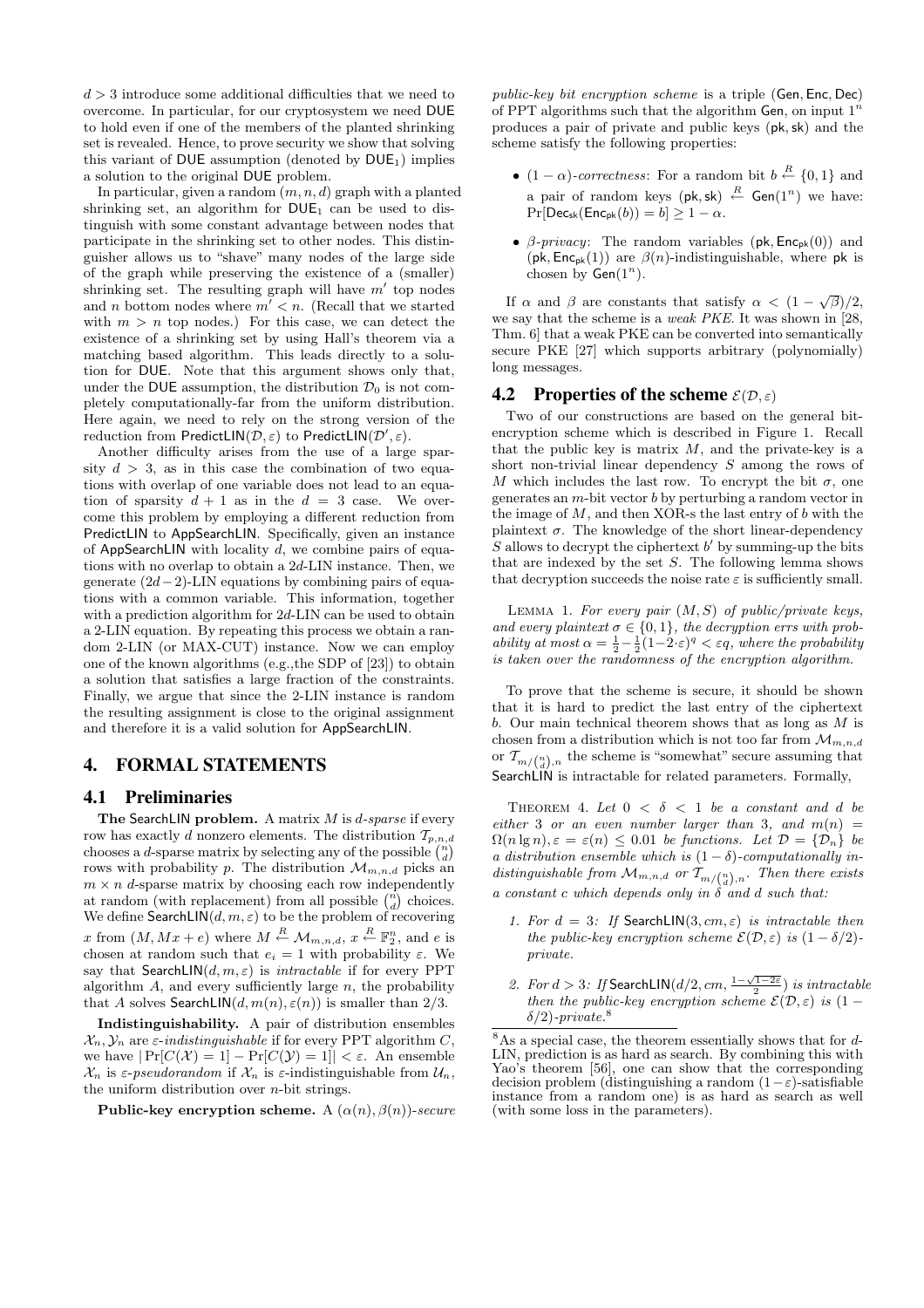$d > 3$ introduce some additional difficulties that we need to overcome. In particular, for our cryptosystem we need DUE to hold even if one of the members of the planted shrinking set is revealed. Hence, to prove security we show that solving this variant of DUE assumption (denoted by $\mathsf{DUE}_1$) implies a solution to the original DUE problem.

In particular, given a random $(m, n, d)$ graph with a planted shrinking set, an algorithm for $\mathsf{DUE}_1$ can be used to distinguish with some constant advantage between nodes that participate in the shrinking set to other nodes. This distinguisher allows us to "shave" many nodes of the large side of the graph while preserving the existence of a (smaller) shrinking set. The resulting graph will have $m'$ top nodes and $n$ bottom nodes where $m' < n$. (Recall that we started with $m > n$ top nodes.) For this case, we can detect the existence of a shrinking set by using Hall's theorem via a matching based algorithm. This leads directly to a solution for DUE. Note that this argument shows only that, under the DUE assumption, the distribution $\mathcal{D}_0$ is not completely computationally-far from the uniform distribution. Here again, we need to rely on the strong version of the reduction from $\mathsf{PredictLIN}(\mathcal{D}, \varepsilon)$ to $\mathsf{PredictLIN}(\mathcal{D}', \varepsilon)$.

Another difficulty arises from the use of a large sparsity $d > 3$, as in this case the combination of two equations with overlap of one variable does not lead to an equation of sparsity $d + 1$ as in the $d = 3$ case. We overcome this problem by employing a different reduction from PredictLIN to AppSearchLIN. Specifically, given an instance of AppSearchLIN with locality $d$, we combine pairs of equations with no overlap to obtain a $2d$-LIN instance. Then, we generate $(2d-2)$-LIN equations by combining pairs of equations with a common variable. This information, together with a prediction algorithm for $2d$-LIN can be used to obtain a 2-LIN equation. By repeating this process we obtain a random 2-LIN (or MAX-CUT) instance. Now we can employ one of the known algorithms (e.g.,the SDP of [23]) to obtain a solution that satisfies a large fraction of the constraints. Finally, we argue that since the 2-LIN instance is random the resulting assignment is close to the original assignment and therefore it is a valid solution for AppSearchLIN.

## 4. FORMAL STATEMENTS

### 4.1 Preliminaries

**The SearchLIN problem.** A matrix $M$ is $d$-sparse if every row has exactly $d$ nonzero elements. The distribution $\mathcal{T}_{p,n,d}$ chooses a $d$-sparse matrix by selecting any of the possible $\binom{n}{d}$ rows with probability $p$. The distribution $\mathcal{M}_{m,n,d}$ picks an $m \times n$ $d$-sparse matrix by choosing each row independently at random (with replacement) from all possible $\binom{n}{d}$ choices. We define $\mathsf{SearchLIN}(d, m, \varepsilon)$ to be the problem of recovering $x$ from $(M, Mx + e)$ where $M \stackrel{R}{\leftarrow} \mathcal{M}_{m,n,d}$, $x \stackrel{R}{\leftarrow} \mathbb{F}_2^n$, and $e$ is chosen at random such that $e_i = 1$ with probability $\varepsilon$. We say that $\mathsf{SearchLIN}(d, m, \varepsilon)$ is *intractable* if for every PPT algorithm $A$, and every sufficiently large $n$, the probability that $A$ solves $\mathsf{SearchLIN}(d, m(n), \varepsilon(n))$ is smaller than $2/3$.

**Indistinguishability.** A pair of distribution ensembles $\mathcal{X}_n, \mathcal{Y}_n$ are *$\varepsilon$-indistinguishable* if for every PPT algorithm $C$, we have $|\Pr[C(\mathcal{X}) = 1] - \Pr[C(\mathcal{Y}) = 1]| < \varepsilon$. An ensemble $\mathcal{X}_n$ is *$\varepsilon$-pseudorandom* if $\mathcal{X}_n$ is $\varepsilon$-indistinguishable from $\mathcal{U}_n$, the uniform distribution over $n$-bit strings.

**Public-key encryption scheme.** A $(\alpha(n), \beta(n))$*-secure public-key bit encryption scheme* is a triple $(\mathsf{Gen}, \mathsf{Enc}, \mathsf{Dec})$ of PPT algorithms such that the algorithm $\mathsf{Gen}$, on input $1^n$ produces a pair of private and public keys $(\mathsf{pk}, \mathsf{sk})$ and the scheme satisfy the following properties:

- $(1 - \alpha)$*-correctness*: For a random bit $b \stackrel{R}{\leftarrow} \{0, 1\}$ and a pair of random keys $(\mathsf{pk}, \mathsf{sk}) \stackrel{R}{\leftarrow} \mathsf{Gen}(1^n)$ we have: $\Pr[\mathsf{Dec}_{\mathsf{sk}}(\mathsf{Enc}_{\mathsf{pk}}(b)) = b] \geq 1 - \alpha$.
- $\beta$*-privacy*: The random variables $(\mathsf{pk}, \mathsf{Enc}_{\mathsf{pk}}(0))$ and $(\mathsf{pk}, \mathsf{Enc}_{\mathsf{pk}}(1))$ are $\beta(n)$-indistinguishable, where $\mathsf{pk}$ is chosen by $\mathsf{Gen}(1^n)$.

If $\alpha$ and $\beta$ are constants that satisfy $\alpha < (1 - \sqrt{\beta})/2$, we say that the scheme is a *weak PKE*. It was shown in [28, Thm. 6] that a weak PKE can be converted into semantically secure PKE [27] which supports arbitrary (polynomially) long messages.

### 4.2 Properties of the scheme $\mathcal{E}(\mathcal{D}, \varepsilon)$

Two of our constructions are based on the general bit-encryption scheme which is described in Figure 1. Recall that the public key is matrix $M$, and the private-key is a short non-trivial linear dependency $S$ among the rows of $M$ which includes the last row. To encrypt the bit $\sigma$, one generates an $m$-bit vector $b$ by perturbing a random vector in the image of $M$, and then XOR-s the last entry of $b$ with the plaintext $\sigma$. The knowledge of the short linear-dependency $S$ allows to decrypt the ciphertext $b'$ by summing-up the bits that are indexed by the set $S$. The following lemma shows that decryption succeeds the noise rate $\varepsilon$ is sufficiently small.

Lemma 1. *For every pair $(M, S)$ of public/private keys, and every plaintext $\sigma \in \{0, 1\}$, the decryption errs with probability at most $\alpha = \frac{1}{2} - \frac{1}{2}(1-2\cdot\varepsilon)^q < \varepsilon q$, where the probability is taken over the randomness of the encryption algorithm.*

To prove that the scheme is secure, it should be shown that it is hard to predict the last entry of the ciphertext $b$. Our main technical theorem shows that as long as $M$ is chosen from a distribution which is not too far from $\mathcal{M}_{m,n,d}$ or $\mathcal{T}_{m/\binom{n}{d},n}$ the scheme is "somewhat" secure assuming that SearchLIN is intractable for related parameters. Formally,

Theorem 4. *Let $0 < \delta < 1$ be a constant and $d$ be either 3 or an even number larger than 3, and $m(n) = \Omega(n \lg n), \varepsilon = \varepsilon(n) \leq 0.01$ be functions. Let $\mathcal{D} = \{\mathcal{D}_n\}$ be a distribution ensemble which is $(1 - \delta)$-computationally indistinguishable from $\mathcal{M}_{m,n,d}$ or $\mathcal{T}_{m/\binom{n}{d},n}$. Then there exists a constant $c$ which depends only in $\delta$ and $d$ such that:*

1. *For $d = 3$: If $\mathsf{SearchLIN}(3, cm, \varepsilon)$ is intractable then the public-key encryption scheme $\mathcal{E}(\mathcal{D}, \varepsilon)$ is $(1 - \delta/2)$-private.*
2. *For $d > 3$: If $\mathsf{SearchLIN}(d/2, cm, \frac{1-\sqrt{1-2\varepsilon}}{2})$ is intractable then the public-key encryption scheme $\mathcal{E}(\mathcal{D}, \varepsilon)$ is $(1 - \delta/2)$-private.*[8]

[8] As a special case, the theorem essentially shows that for $d$-LIN, prediction is as hard as search. By combining this with Yao's theorem [56], one can show that the corresponding decision problem (distinguishing a random $(1-\varepsilon)$-satisfiable instance from a random one) is as hard as search as well (with some loss in the parameters).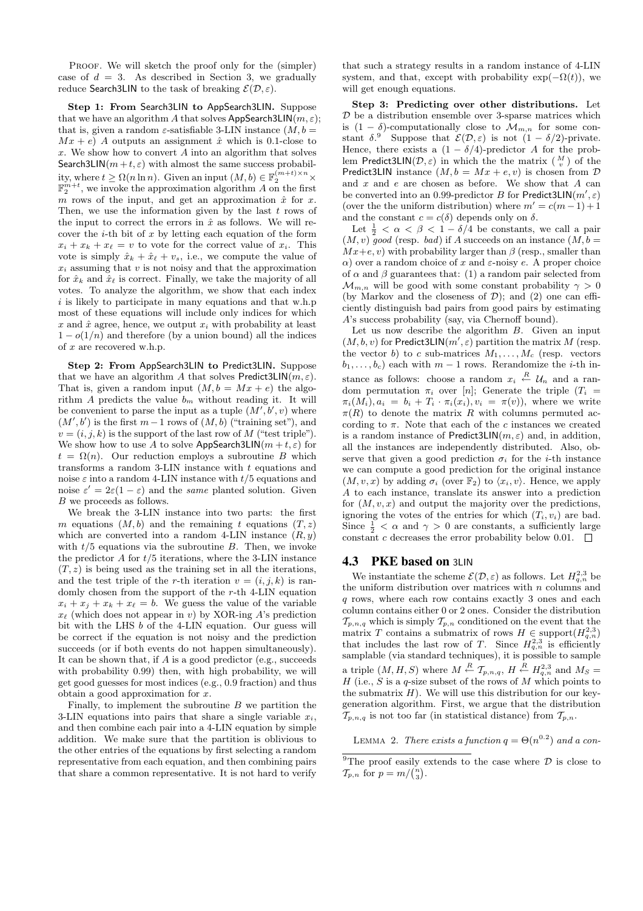PROOF. We will sketch the proof only for the (simpler) case of $d = 3$. As described in Section 3, we gradually reduce Search3LIN to the task of breaking $\mathcal{E}(\mathcal{D}, \varepsilon)$.

**Step 1: From Search3LIN to AppSearch3LIN.** Suppose that we have an algorithm $A$ that solves AppSearch3LIN$(m, \varepsilon)$; that is, given a random $\varepsilon$-satisfiable 3-LIN instance $(M, b = Mx + e)$ $A$ outputs an assignment $\hat{x}$ which is 0.1-close to $x$. We show how to convert $A$ into an algorithm that solves Search3LIN$(m+t, \varepsilon)$ with almost the same success probability, where $t \geq \Omega(n \ln n)$. Given an input $(M, b) \in \mathbb{F}_2^{(m+t)\times n} \times \mathbb{F}_2^{m+t}$, we invoke the approximation algorithm $A$ on the first $m$ rows of the input, and get an approximation $\hat{x}$ for $x$. Then, we use the information given by the last $t$ rows of the input to correct the errors in $\hat{x}$ as follows. We will recover the $i$-th bit of $x$ by letting each equation of the form $x_i + x_k + x_\ell = v$ to vote for the correct value of $x_i$. This vote is simply $\hat{x}_k + \hat{x}_\ell + v_s$, i.e., we compute the value of $x_i$ assuming that $v$ is not noisy and that the approximation for $\hat{x}_k$ and $\hat{x}_\ell$ is correct. Finally, we take the majority of all votes. To analyze the algorithm, we show that each index $i$ is likely to participate in many equations and that w.h.p most of these equations will include only indices for which $x$ and $\hat{x}$ agree, hence, we output $x_i$ with probability at least $1 - o(1/n)$ and therefore (by a union bound) all the indices of $x$ are recovered w.h.p.

**Step 2: From AppSearch3LIN to Predict3LIN.** Suppose that we have an algorithm $A$ that solves Predict3LIN$(m, \varepsilon)$. That is, given a random $(M, b = Mx + e)$ the algorithm $A$ predicts the value $b_m$ without reading it. It will be convenient to parse the input as a tuple $(M', b', v)$ where $(M', b')$ is the first $m-1$ rows of $(M, b)$ ("training set"), and $v = (i, j, k)$ is the support of the last row of $M$ ("test triple"). We show how to use $A$ to solve AppSearch3LIN$(m+t, \varepsilon)$ for $t = \Omega(n)$. Our reduction employs a subroutine $B$ which transforms a random 3-LIN instance with $t$ equations and noise $\varepsilon$ into a random 4-LIN instance with $t/5$ equations and noise $\varepsilon' = 2\varepsilon(1-\varepsilon)$ and the *same* planted solution. Given $B$ we proceeds as follows.

We break the 3-LIN instance into two parts: the first $m$ equations $(M, b)$ and the remaining $t$ equations $(T, z)$ which are converted into a random 4-LIN instance $(R, y)$ with $t/5$ equations via the subroutine $B$. Then, we invoke the predictor $A$ for $t/5$ iterations, where the 3-LIN instance $(T, z)$ is being used as the training set in all the iterations, and the test triple of the $r$-th iteration $v = (i, j, k)$ is randomly chosen from the support of the $r$-th 4-LIN equation $x_i + x_j + x_k + x_\ell = b$. We guess the value of the variable $x_\ell$ (which does not appear in $v$) by XOR-ing $A$'s prediction bit with the LHS $b$ of the 4-LIN equation. Our guess will be correct if the equation is not noisy and the prediction succeeds (or if both events do not happen simultaneously). It can be shown that, if $A$ is a good predictor (e.g., succeeds with probability 0.99) then, with high probability, we will get good guesses for most indices (e.g., 0.9 fraction) and thus obtain a good approximation for $x$.

Finally, to implement the subroutine $B$ we partition the 3-LIN equations into pairs that share a single variable $x_i$, and then combine each pair into a 4-LIN equation by simple addition. We make sure that the partition is oblivious to the other entries of the equations by first selecting a random representative from each equation, and then combining pairs that share a common representative. It is not hard to verify that such a strategy results in a random instance of 4-LIN system, and that, except with probability $\exp(-\Omega(t))$, we will get enough equations.

**Step 3: Predicting over other distributions.** Let $\mathcal{D}$ be a distribution ensemble over 3-sparse matrices which is $(1-\delta)$-computationally close to $\mathcal{M}_{m,n}$ for some constant $\delta$.[9] Suppose that $\mathcal{E}(\mathcal{D}, \varepsilon)$ is not $(1-\delta/2)$-private. Hence, there exists a $(1-\delta/4)$-predictor $A$ for the problem Predict3LIN$(\mathcal{D}, \varepsilon)$ in which the the matrix $\binom{M}{v}$ of the Predict3LIN instance $(M, b = Mx + e, v)$ is chosen from $\mathcal{D}$ and $x$ and $e$ are chosen as before. We show that $A$ can be converted into an 0.99-predictor $B$ for Predict3LIN$(m', \varepsilon)$ (over the the uniform distribution) where $m' = c(m-1)+1$ and the constant $c = c(\delta)$ depends only on $\delta$.

Let $\frac{1}{2} < \alpha < \beta < 1 - \delta/4$ be constants, we call a pair $(M, v)$ *good* (resp. *bad*) if $A$ succeeds on an instance $(M, b = Mx+e, v)$ with probability larger than $\beta$ (resp., smaller than $\alpha$) over a random choice of $x$ and $\varepsilon$-noisy $e$. A proper choice of $\alpha$ and $\beta$ guarantees that: (1) a random pair selected from $\mathcal{M}_{m,n}$ will be good with some constant probability $\gamma > 0$ (by Markov and the closeness of $\mathcal{D}$); and (2) one can efficiently distinguish bad pairs from good pairs by estimating $A$'s success probability (say, via Chernoff bound).

Let us now describe the algorithm $B$. Given an input $(M, b, v)$ for Predict3LIN$(m', \varepsilon)$ partition the matrix $M$ (resp. the vector $b$) to $c$ sub-matrices $M_1, \ldots, M_c$ (resp. vectors $b_1, \ldots, b_c$) each with $m-1$ rows. Rerandomize the $i$-th instance as follows: choose a random $x_i \xleftarrow{R} \mathcal{U}_n$ and a random permutation $\pi_i$ over $[n]$; Generate the triple $(T_i = \pi_i(M_i), a_i = b_i + T_i \cdot \pi_i(x_i), v_i = \pi(v))$, where we write $\pi(R)$ to denote the matrix $R$ with columns permuted according to $\pi$. Note that each of the $c$ instances we created is a random instance of Predict3LIN$(m, \varepsilon)$ and, in addition, all the instances are independently distributed. Also, observe that given a good prediction $\sigma_i$ for the $i$-th instance we can compute a good prediction for the original instance $(M, v, x)$ by adding $\sigma_i$ (over $\mathbb{F}_2$) to $\langle x_i, v \rangle$. Hence, we apply $A$ to each instance, translate its answer into a prediction for $(M, v, x)$ and output the majority over the predictions, ignoring the votes of the entries for which $(T_i, v_i)$ are bad. Since $\frac{1}{2} < \alpha$ and $\gamma > 0$ are constants, a sufficiently large constant $c$ decreases the error probability below 0.01. $\square$

## 4.3 PKE based on 3LIN

We instantiate the scheme $\mathcal{E}(\mathcal{D}, \varepsilon)$ as follows. Let $H_{q,n}^{2,3}$ be the uniform distribution over matrices with $n$ columns and $q$ rows, where each row contains exactly 3 ones and each column contains either 0 or 2 ones. Consider the distribution $\mathcal{T}_{p,n,q}$ which is simply $\mathcal{T}_{p,n}$ conditioned on the event that the matrix $T$ contains a submatrix of rows $H \in \text{support}(H_{q,n}^{2,3})$ that includes the last row of $T$. Since $H_{q,n}^{2,3}$ is efficiently samplable (via standard techniques), it is possible to sample a triple $(M, H, S)$ where $M \xleftarrow{R} \mathcal{T}_{p,n,q}$, $H \xleftarrow{R} H_{q,n}^{2,3}$ and $M_S = H$ (i.e., $S$ is a $q$-size subset of the rows of $M$ which points to the submatrix $H$). We will use this distribution for our key-generation algorithm. First, we argue that the distribution $\mathcal{T}_{p,n,q}$ is not too far (in statistical distance) from $\mathcal{T}_{p,n}$.

LEMMA 2. *There exists a function $q = \Theta(n^{0.2})$ and a con-*

[9] The proof easily extends to the case where $\mathcal{D}$ is close to $\mathcal{T}_{p,n}$ for $p = m/\binom{n}{3}$.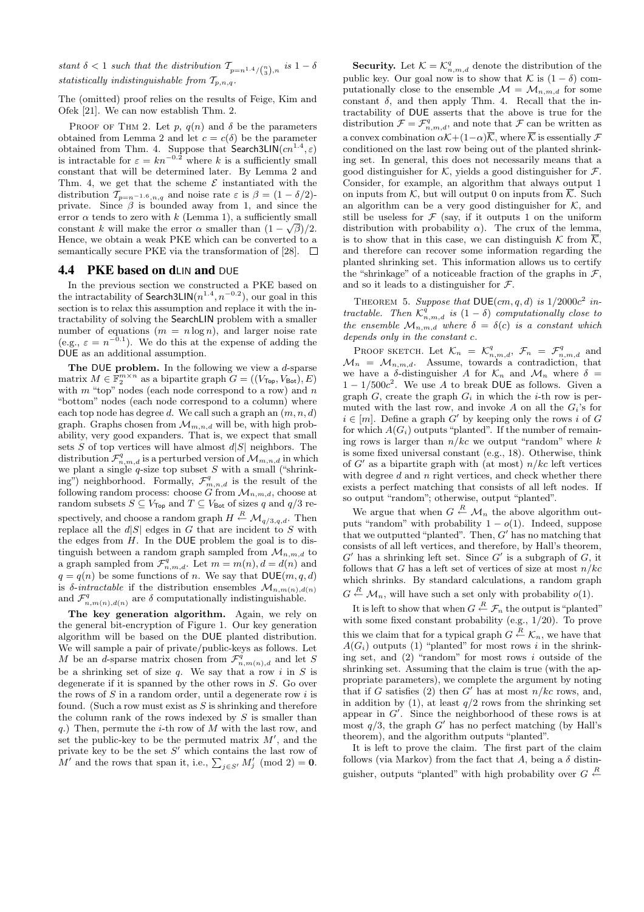*stant $\delta < 1$ such that the distribution $\mathcal{T}_{p=n^{1.4}/\binom{n}{3}),n}$ is $1-\delta$ statistically indistinguishable from $\mathcal{T}_{p,n,q}$.*

The (omitted) proof relies on the results of Feige, Kim and Ofek [21]. We can now establish Thm. 2.

Proof of Thm 2. Let $p$, $q(n)$ and $\delta$ be the parameters obtained from Lemma 2 and let $c = c(\delta)$ be the parameter obtained from Thm. 4. Suppose that $\mathsf{Search3LIN}(cn^{1.4}, \varepsilon)$ is intractable for $\varepsilon = kn^{-0.2}$ where $k$ is a sufficiently small constant that will be determined later. By Lemma 2 and Thm. 4, we get that the scheme $\mathcal{E}$ instantiated with the distribution $\mathcal{T}_{p=n^{-1.6},n,q}$ and noise rate $\varepsilon$ is $\beta = (1-\delta/2)$-private. Since $\beta$ is bounded away from 1, and since the error $\alpha$ tends to zero with $k$ (Lemma 1), a sufficiently small constant $k$ will make the error $\alpha$ smaller than $(1-\sqrt{\beta})/2$. Hence, we obtain a weak PKE which can be converted to a semantically secure PKE via the transformation of [28]. $\square$

## 4.4 PKE based on dLIN and DUE

In the previous section we constructed a PKE based on the intractability of $\mathsf{Search3LIN}(n^{1.4}, n^{-0.2})$, our goal in this section is to relax this assumption and replace it with the intractability of solving the $\mathsf{SearchLIN}$ problem with a smaller number of equations ($m = n \log n$), and larger noise rate (e.g., $\varepsilon = n^{-0.1}$). We do this at the expense of adding the $\mathsf{DUE}$ as an additional assumption.

**The DUE problem.** In the following we view a $d$-sparse matrix $M \in \mathbb{F}_2^{m \times n}$ as a bipartite graph $G = ((V_{\mathsf{Top}}, V_{\mathsf{Bot}}), E)$ with $m$ "top" nodes (each node correspond to a row) and $n$ "bottom" nodes (each node correspond to a column) where each top node has degree $d$. We call such a graph an $(m, n, d)$ graph. Graphs chosen from $\mathcal{M}_{m,n,d}$ will be, with high probability, very good expanders. That is, we expect that small sets $S$ of top vertices will have almost $d|S|$ neighbors. The distribution $\mathcal{F}^q_{n,m,d}$ is a perturbed version of $\mathcal{M}_{m,n,d}$ in which we plant a single $q$-size top subset $S$ with a small ("shrinking") neighborhood. Formally, $\mathcal{F}^q_{m,n,d}$ is the result of the following random process: choose $G$ from $\mathcal{M}_{n,m,d}$, choose at random subsets $S \subseteq V_{\mathsf{Top}}$ and $T \subseteq V_{\mathsf{Bot}}$ of sizes $q$ and $q/3$ respectively, and choose a random graph $H \xleftarrow{R} \mathcal{M}_{q/3,q,d}$. Then replace all the $d|S|$ edges in $G$ that are incident to $S$ with the edges from $H$. In the $\mathsf{DUE}$ problem the goal is to distinguish between a random graph sampled from $\mathcal{M}_{n,m,d}$ to a graph sampled from $\mathcal{F}^q_{n,m,d}$. Let $m = m(n), d = d(n)$ and $q = q(n)$ be some functions of $n$. We say that $\mathsf{DUE}(m, q, d)$ is *$\delta$-intractable* if the distribution ensembles $\mathcal{M}_{n,m(n),d(n)}$ and $\mathcal{F}^q_{n,m(n),d(n)}$ are $\delta$ computationally indistinguishable.

**The key generation algorithm.** Again, we rely on the general bit-encryption of Figure 1. Our key generation algorithm will be based on the $\mathsf{DUE}$ planted distribution. We will sample a pair of private/public-keys as follows. Let $M$ be an $d$-sparse matrix chosen from $\mathcal{F}^q_{n,m(n),d}$ and let $S$ be a shrinking set of size $q$. We say that a row $i$ in $S$ is degenerate if it is spanned by the other rows in $S$. Go over the rows of $S$ in a random order, until a degenerate row $i$ is found. (Such a row must exist as $S$ is shrinking and therefore the column rank of the rows indexed by $S$ is smaller than $q$.) Then, permute the $i$-th row of $M$ with the last row, and set the public-key to be the permuted matrix $M'$, and the private key to be the set $S'$ which contains the last row of $M'$ and the rows that span it, i.e., $\sum_{j \in S'} M'_j \pmod 2 = \mathbf{0}$.

**Security.** Let $\mathcal{K} = \mathcal{K}^q_{n,m,d}$ denote the distribution of the public key. Our goal now is to show that $\mathcal{K}$ is $(1-\delta)$ computationally close to the ensemble $\mathcal{M} = \mathcal{M}_{n,m,d}$ for some constant $\delta$, and then apply Thm. 4. Recall that the intractability of $\mathsf{DUE}$ asserts that the above is true for the distribution $\mathcal{F} = \mathcal{F}^q_{n,m,d}$, and note that $\mathcal{F}$ can be written as a convex combination $\alpha\mathcal{K} + (1-\alpha)\overline{\mathcal{K}}$, where $\overline{\mathcal{K}}$ is essentially $\mathcal{F}$ conditioned on the last row being out of the planted shrinking set. In general, this does not necessarily means that a good distinguisher for $\mathcal{K}$, yields a good distinguisher for $\mathcal{F}$. Consider, for example, an algorithm that always output 1 on inputs from $\mathcal{K}$, but will output 0 on inputs from $\overline{\mathcal{K}}$. Such an algorithm can be a very good distinguisher for $\mathcal{K}$, and still be useless for $\mathcal{F}$ (say, if it outputs 1 on the uniform distribution with probability $\alpha$). The crux of the lemma, is to show that in this case, we can distinguish $\mathcal{K}$ from $\overline{\mathcal{K}}$, and therefore can recover some information regarding the planted shrinking set. This information allows us to certify the "shrinkage" of a noticeable fraction of the graphs in $\mathcal{F}$, and so it leads to a distinguisher for $\mathcal{F}$.

Theorem 5. *Suppose that $\mathsf{DUE}(cm, q, d)$ is $1/2000c^2$ intractable. Then $\mathcal{K}^q_{n,m,d}$ is $(1-\delta)$ computationally close to the ensemble $\mathcal{M}_{n,m,d}$ where $\delta = \delta(c)$ is a constant which depends only in the constant $c$.*

Proof sketch. Let $\mathcal{K}_n = \mathcal{K}^q_{n,m,d}$, $\mathcal{F}_n = \mathcal{F}^q_{n,m,d}$ and $\mathcal{M}_n = \mathcal{M}_{n,m,d}$. Assume, towards a contradiction, that we have a $\delta$-distinguisher $A$ for $\mathcal{K}_n$ and $\mathcal{M}_n$ where $\delta = 1 - 1/500c^2$. We use $A$ to break $\mathsf{DUE}$ as follows. Given a graph $G$, create the graph $G_i$ in which the $i$-th row is permuted with the last row, and invoke $A$ on all the $G_i$'s for $i \in [m]$. Define a graph $G'$ by keeping only the rows $i$ of $G$ for which $A(G_i)$ outputs "planted". If the number of remaining rows is larger than $n/kc$ we output "random" where $k$ is some fixed universal constant (e.g., 18). Otherwise, think of $G'$ as a bipartite graph with (at most) $n/kc$ left vertices with degree $d$ and $n$ right vertices, and check whether there exists a perfect matching that consists of all left nodes. If so output "random"; otherwise, output "planted".

We argue that when $G \xleftarrow{R} \mathcal{M}_n$ the above algorithm outputs "random" with probability $1 - o(1)$. Indeed, suppose that we outputted "planted". Then, $G'$ has no matching that consists of all left vertices, and therefore, by Hall's theorem, $G'$ has a shrinking left set. Since $G'$ is a subgraph of $G$, it follows that $G$ has a left set of vertices of size at most $n/kc$ which shrinks. By standard calculations, a random graph $G \xleftarrow{R} \mathcal{M}_n$, will have such a set only with probability $o(1)$.

It is left to show that when $G \xleftarrow{R} \mathcal{F}_n$ the output is "planted" with some fixed constant probability (e.g., 1/20). To prove this we claim that for a typical graph $G \xleftarrow{R} \mathcal{K}_n$, we have that $A(G_i)$ outputs (1) "planted" for most rows $i$ in the shrinking set, and (2) "random" for most rows $i$ outside of the shrinking set. Assuming that the claim is true (with the appropriate parameters), we complete the argument by noting that if $G$ satisfies (2) then $G'$ has at most $n/kc$ rows, and, in addition by (1), at least $q/2$ rows from the shrinking set appear in $G'$. Since the neighborhood of these rows is at most $q/3$, the graph $G'$ has no perfect matching (by Hall's theorem), and the algorithm outputs "planted".

It is left to prove the claim. The first part of the claim follows (via Markov) from the fact that $A$, being a $\delta$ distinguisher, outputs "planted" with high probability over $G \xleftarrow{R}$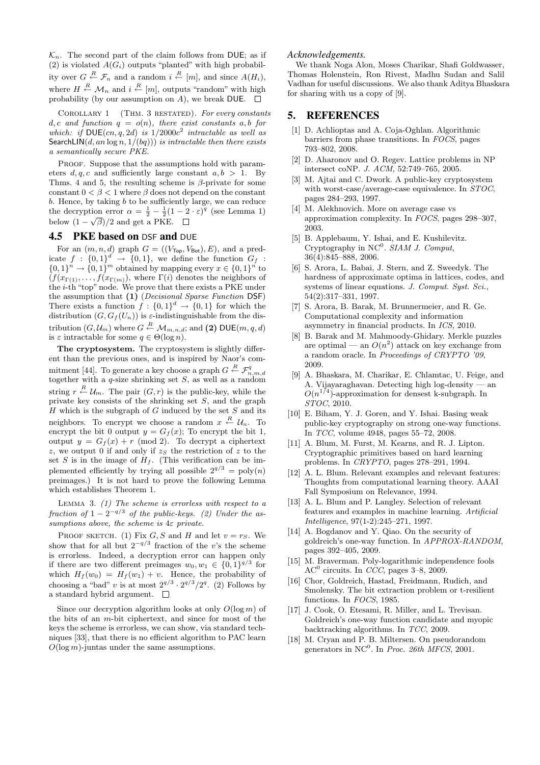$\mathcal{K}_n$. The second part of the claim follows from $\mathsf{DUE}$; as if (2) is violated $A(G_i)$ outputs "planted" with high probability over $G \xleftarrow{R} \mathcal{F}_n$ and a random $i \xleftarrow{R} [m]$, and since $A(H_i)$, where $H \xleftarrow{R} \mathcal{M}_n$ and $i \xleftarrow{R} [m]$, outputs "random" with high probability (by our assumption on $A$), we break $\mathsf{DUE}$. $\square$

COROLLARY 1 (THM. 3 RESTATED). *For every constants $d, c$ and function $q = o(n)$, there exist constants $a, b$ for which: if $\mathsf{DUE}(cn, q, 2d)$ is $1/2000c^2$ intractable as well as $\mathsf{SearchLIN}(d, an \log n, 1/(bq)))$ is intractable then there exists a semantically secure PKE.*

PROOF. Suppose that the assumptions hold with parameters $d, q, c$ and sufficiently large constant $a, b > 1$. By Thms. 4 and 5, the resulting scheme is $\beta$-private for some constant $0 < \beta < 1$ where $\beta$ does not depend on the constant $b$. Hence, by taking $b$ to be sufficiently large, we can reduce the decryption error $\alpha = \frac{1}{2} - \frac{1}{2}(1 - 2 \cdot \varepsilon)^q$ (see Lemma 1) below $(1 - \sqrt{\beta})/2$ and get a PKE. $\square$

## 4.5 PKE based on DSF and DUE

For an $(m, n, d)$ graph $G = ((V_{\mathsf{Top}}, V_{\mathsf{Bot}}), E)$, and a predicate $f : \{0,1\}^d \to \{0,1\}$, we define the function $G_f : \{0,1\}^n \to \{0,1\}^m$ obtained by mapping every $x \in \{0,1\}^n$ to $(f(x_{\Gamma(1)}), \ldots, f(x_{\Gamma(m)}))$, where $\Gamma(i)$ denotes the neighbors of the $i$-th "top" node. We prove that there exists a PKE under the assumption that **(1)** (*Decisional Sparse Function* $\mathsf{DSF}$) There exists a function $f : \{0,1\}^d \to \{0,1\}$ for which the distribution $(G, G_f(U_n))$ is $\varepsilon$-indistinguishable from the distribution $(G, \mathcal{U}_m)$ where $G \xleftarrow{R} \mathcal{M}_{m,n,d}$; and **(2)** $\mathsf{DUE}(m, q, d)$ is $\varepsilon$ intractable for some $q \in \Theta(\log n)$.

**The cryptosystem.** The cryptosystem is slightly different than the previous ones, and is inspired by Naor's commitment [44]. To generate a key choose a graph $G \xleftarrow{R} \mathcal{F}^q_{n,m,d}$ together with a $q$-size shrinking set $S$, as well as a random string $r \xleftarrow{R} \mathcal{U}_m$. The pair $(G, r)$ is the public-key, while the private key consists of the shrinking set $S$, and the graph $H$ which is the subgraph of $G$ induced by the set $S$ and its neighbors. To encrypt we choose a random $x \xleftarrow{R} \mathcal{U}_n$. To encrypt the bit 0 output $y = G_f(x)$; To encrypt the bit 1, output $y = G_f(x) + r \pmod 2$. To decrypt a ciphertext $z$, we output 0 if and only if $z_S$ the restriction of $z$ to the set $S$ is in the image of $H_f$. (This verification can be implemented efficiently by trying all possible $2^{q/3} = \mathrm{poly}(n)$ preimages.) It is not hard to prove the following Lemma which establishes Theorem 1.

LEMMA 3. *(1) The scheme is errorless with respect to a fraction of $1 - 2^{-q/3}$ of the public-keys. (2) Under the assumptions above, the scheme is $4\varepsilon$ private.*

PROOF SKETCH. (1) Fix $G, S$ and $H$ and let $v = r_S$. We show that for all but $2^{-q/3}$ fraction of the $v$'s the scheme is errorless. Indeed, a decryption error can happen only if there are two different preimages $w_0, w_1 \in \{0,1\}^{q/3}$ for which $H_f(w_0) = H_f(w_1) + v$. Hence, the probability of choosing a "bad" $v$ is at most $2^{q/3} \cdot 2^{q/3}/2^q$. (2) Follows by a standard hybrid argument. $\square$

Since our decryption algorithm looks at only $O(\log m)$ of the bits of an $m$-bit ciphertext, and since for most of the keys the scheme is errorless, we can show, using standard techniques [33], that there is no efficient algorithm to PAC learn $O(\log m)$-juntas under the same assumptions.

*Acknowledgements.*

We thank Noga Alon, Moses Charikar, Shafi Goldwasser, Thomas Holenstein, Ron Rivest, Madhu Sudan and Salil Vadhan for useful discussions. We also thank Aditya Bhaskara for sharing with us a copy of [9].

# 5. REFERENCES

[1] D. Achlioptas and A. Coja-Oghlan. Algorithmic barriers from phase transitions. In *FOCS*, pages 793–802, 2008.

[2] D. Aharonov and O. Regev. Lattice problems in NP intersect coNP. *J. ACM*, 52:749–765, 2005.

[3] M. Ajtai and C. Dwork. A public-key cryptosystem with worst-case/average-case equivalence. In *STOC*, pages 284–293, 1997.

[4] M. Alekhnovich. More on average case vs approximation complexity. In *FOCS*, pages 298–307, 2003.

[5] B. Applebaum, Y. Ishai, and E. Kushilevitz. Cryptography in NC$^0$. *SIAM J. Comput*, 36(4):845–888, 2006.

[6] S. Arora, L. Babai, J. Stern, and Z. Sweedyk. The hardness of approximate optima in lattices, codes, and systems of linear equations. *J. Comput. Syst. Sci.*, 54(2):317–331, 1997.

[7] S. Arora, B. Barak, M. Brunnermeier, and R. Ge. Computational complexity and information asymmetry in financial products. In *ICS*, 2010.

[8] B. Barak and M. Mahmoody-Ghidary. Merkle puzzles are optimal — an $O(n^2)$ attack on key exchange from a random oracle. In *Proceedings of CRYPTO '09*, 2009.

[9] A. Bhaskara, M. Charikar, E. Chlamtac, U. Feige, and A. Vijayaraghavan. Detecting high log-density — an $O(n^{1/4})$-approximation for densest k-subgraph. In *STOC*, 2010.

[10] E. Biham, Y. J. Goren, and Y. Ishai. Basing weak public-key cryptography on strong one-way functions. In *TCC*, volume 4948, pages 55–72, 2008.

[11] A. Blum, M. Furst, M. Kearns, and R. J. Lipton. Cryptographic primitives based on hard learning problems. In *CRYPTO*, pages 278–291, 1994.

[12] A. L. Blum. Relevant examples and relevant features: Thoughts from computational learning theory. AAAI Fall Symposium on Relevance, 1994.

[13] A. L. Blum and P. Langley. Selection of relevant features and examples in machine learning. *Artificial Intelligence*, 97(1-2):245–271, 1997.

[14] A. Bogdanov and Y. Qiao. On the security of goldreich's one-way function. In *APPROX-RANDOM*, pages 392–405, 2009.

[15] M. Braverman. Poly-logarithmic independence fools AC$^0$ circuits. In *CCC*, pages 3–8, 2009.

[16] Chor, Goldreich, Hastad, Freidmann, Rudich, and Smolensky. The bit extraction problem or t-resilient functions. In *FOCS*, 1985.

[17] J. Cook, O. Etesami, R. Miller, and L. Trevisan. Goldreich's one-way function candidate and myopic backtracking algorithms. In *TCC*, 2009.

[18] M. Cryan and P. B. Miltersen. On pseudorandom generators in NC$^0$. In *Proc. 26th MFCS*, 2001.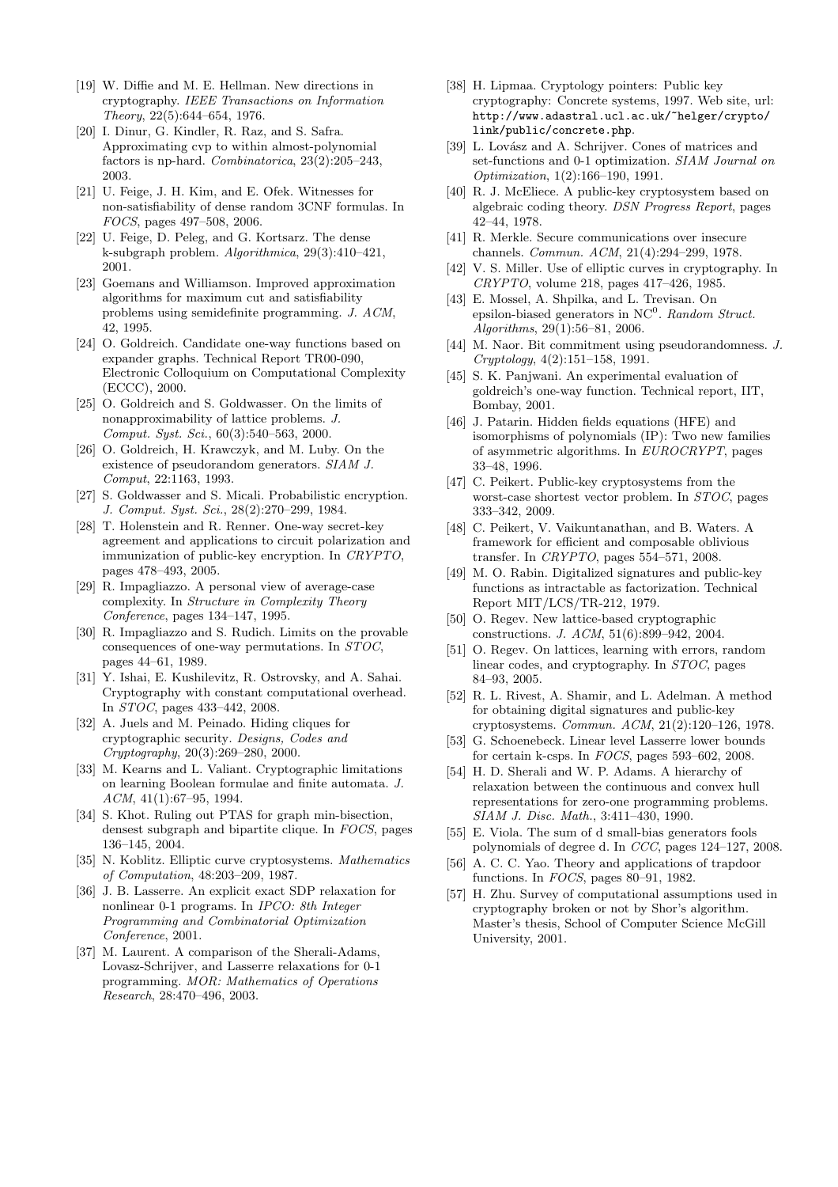[19] W. Diffie and M. E. Hellman. New directions in cryptography. *IEEE Transactions on Information Theory*, 22(5):644–654, 1976.

[20] I. Dinur, G. Kindler, R. Raz, and S. Safra. Approximating cvp to within almost-polynomial factors is np-hard. *Combinatorica*, 23(2):205–243, 2003.

[21] U. Feige, J. H. Kim, and E. Ofek. Witnesses for non-satisfiability of dense random 3CNF formulas. In *FOCS*, pages 497–508, 2006.

[22] U. Feige, D. Peleg, and G. Kortsarz. The dense k-subgraph problem. *Algorithmica*, 29(3):410–421, 2001.

[23] Goemans and Williamson. Improved approximation algorithms for maximum cut and satisfiability problems using semidefinite programming. *J. ACM*, 42, 1995.

[24] O. Goldreich. Candidate one-way functions based on expander graphs. Technical Report TR00-090, Electronic Colloquium on Computational Complexity (ECCC), 2000.

[25] O. Goldreich and S. Goldwasser. On the limits of nonapproximability of lattice problems. *J. Comput. Syst. Sci.*, 60(3):540–563, 2000.

[26] O. Goldreich, H. Krawczyk, and M. Luby. On the existence of pseudorandom generators. *SIAM J. Comput*, 22:1163, 1993.

[27] S. Goldwasser and S. Micali. Probabilistic encryption. *J. Comput. Syst. Sci.*, 28(2):270–299, 1984.

[28] T. Holenstein and R. Renner. One-way secret-key agreement and applications to circuit polarization and immunization of public-key encryption. In *CRYPTO*, pages 478–493, 2005.

[29] R. Impagliazzo. A personal view of average-case complexity. In *Structure in Complexity Theory Conference*, pages 134–147, 1995.

[30] R. Impagliazzo and S. Rudich. Limits on the provable consequences of one-way permutations. In *STOC*, pages 44–61, 1989.

[31] Y. Ishai, E. Kushilevitz, R. Ostrovsky, and A. Sahai. Cryptography with constant computational overhead. In *STOC*, pages 433–442, 2008.

[32] A. Juels and M. Peinado. Hiding cliques for cryptographic security. *Designs, Codes and Cryptography*, 20(3):269–280, 2000.

[33] M. Kearns and L. Valiant. Cryptographic limitations on learning Boolean formulae and finite automata. *J. ACM*, 41(1):67–95, 1994.

[34] S. Khot. Ruling out PTAS for graph min-bisection, densest subgraph and bipartite clique. In *FOCS*, pages 136–145, 2004.

[35] N. Koblitz. Elliptic curve cryptosystems. *Mathematics of Computation*, 48:203–209, 1987.

[36] J. B. Lasserre. An explicit exact SDP relaxation for nonlinear 0-1 programs. In *IPCO: 8th Integer Programming and Combinatorial Optimization Conference*, 2001.

[37] M. Laurent. A comparison of the Sherali-Adams, Lovasz-Schrijver, and Lasserre relaxations for 0-1 programming. *MOR: Mathematics of Operations Research*, 28:470–496, 2003.

[38] H. Lipmaa. Cryptology pointers: Public key cryptography: Concrete systems, 1997. Web site, url: `http://www.adastral.ucl.ac.uk/~helger/crypto/link/public/concrete.php`.

[39] L. Lovász and A. Schrijver. Cones of matrices and set-functions and 0-1 optimization. *SIAM Journal on Optimization*, 1(2):166–190, 1991.

[40] R. J. McEliece. A public-key cryptosystem based on algebraic coding theory. *DSN Progress Report*, pages 42–44, 1978.

[41] R. Merkle. Secure communications over insecure channels. *Commun. ACM*, 21(4):294–299, 1978.

[42] V. S. Miller. Use of elliptic curves in cryptography. In *CRYPTO*, volume 218, pages 417–426, 1985.

[43] E. Mossel, A. Shpilka, and L. Trevisan. On epsilon-biased generators in $\mathrm{NC}^0$. *Random Struct. Algorithms*, 29(1):56–81, 2006.

[44] M. Naor. Bit commitment using pseudorandomness. *J. Cryptology*, 4(2):151–158, 1991.

[45] S. K. Panjwani. An experimental evaluation of goldreich's one-way function. Technical report, IIT, Bombay, 2001.

[46] J. Patarin. Hidden fields equations (HFE) and isomorphisms of polynomials (IP): Two new families of asymmetric algorithms. In *EUROCRYPT*, pages 33–48, 1996.

[47] C. Peikert. Public-key cryptosystems from the worst-case shortest vector problem. In *STOC*, pages 333–342, 2009.

[48] C. Peikert, V. Vaikuntanathan, and B. Waters. A framework for efficient and composable oblivious transfer. In *CRYPTO*, pages 554–571, 2008.

[49] M. O. Rabin. Digitalized signatures and public-key functions as intractable as factorization. Technical Report MIT/LCS/TR-212, 1979.

[50] O. Regev. New lattice-based cryptographic constructions. *J. ACM*, 51(6):899–942, 2004.

[51] O. Regev. On lattices, learning with errors, random linear codes, and cryptography. In *STOC*, pages 84–93, 2005.

[52] R. L. Rivest, A. Shamir, and L. Adelman. A method for obtaining digital signatures and public-key cryptosystems. *Commun. ACM*, 21(2):120–126, 1978.

[53] G. Schoenebeck. Linear level Lasserre lower bounds for certain k-csps. In *FOCS*, pages 593–602, 2008.

[54] H. D. Sherali and W. P. Adams. A hierarchy of relaxation between the continuous and convex hull representations for zero-one programming problems. *SIAM J. Disc. Math.*, 3:411–430, 1990.

[55] E. Viola. The sum of d small-bias generators fools polynomials of degree d. In *CCC*, pages 124–127, 2008.

[56] A. C. C. Yao. Theory and applications of trapdoor functions. In *FOCS*, pages 80–91, 1982.

[57] H. Zhu. Survey of computational assumptions used in cryptography broken or not by Shor's algorithm. Master's thesis, School of Computer Science McGill University, 2001.